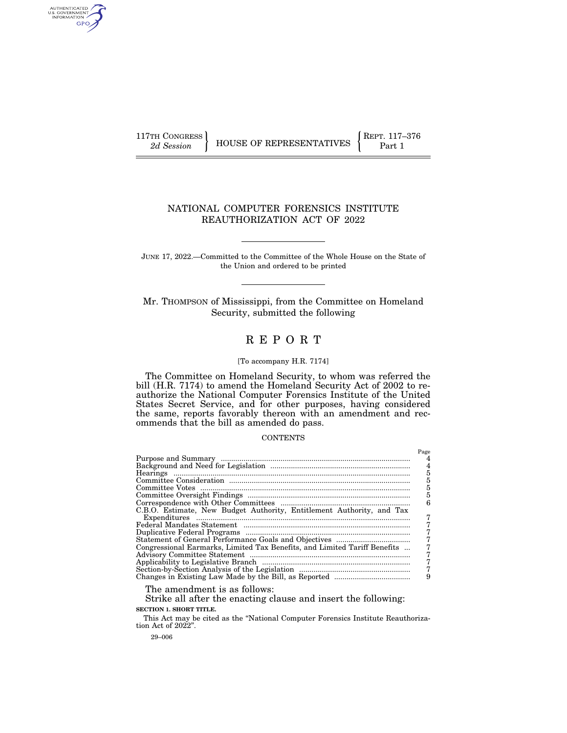117TH CONGRESS
2d Session

HOUSE OF REPRESENTATIVES

REPT. 117–376
Part 1

# NATIONAL COMPUTER FORENSICS INSTITUTE REAUTHORIZATION ACT OF 2022

JUNE 17, 2022.—Committed to the Committee of the Whole House on the State of the Union and ordered to be printed

Mr. THOMPSON of Mississippi, from the Committee on Homeland Security, submitted the following

# REPORT

[To accompany H.R. 7174]

The Committee on Homeland Security, to whom was referred the bill (H.R. 7174) to amend the Homeland Security Act of 2002 to reauthorize the National Computer Forensics Institute of the United States Secret Service, and for other purposes, having considered the same, reports favorably thereon with an amendment and recommends that the bill as amended do pass.

CONTENTS

| | Page |
|---|---|
| Purpose and Summary | 4 |
| Background and Need for Legislation | 4 |
| Hearings | 5 |
| Committee Consideration | 5 |
| Committee Votes | 5 |
| Committee Oversight Findings | 5 |
| Correspondence with Other Committees | 6 |
| C.B.O. Estimate, New Budget Authority, Entitlement Authority, and Tax Expenditures | 7 |
| Federal Mandates Statement | 7 |
| Duplicative Federal Programs | 7 |
| Statement of General Performance Goals and Objectives | 7 |
| Congressional Earmarks, Limited Tax Benefits, and Limited Tariff Benefits | 7 |
| Advisory Committee Statement | 7 |
| Applicability to Legislative Branch | 7 |
| Section-by-Section Analysis of the Legislation | 7 |
| Changes in Existing Law Made by the Bill, as Reported | 9 |

The amendment is as follows:

Strike all after the enacting clause and insert the following:

**SECTION 1. SHORT TITLE.**

This Act may be cited as the "National Computer Forensics Institute Reauthorization Act of 2022".

29–006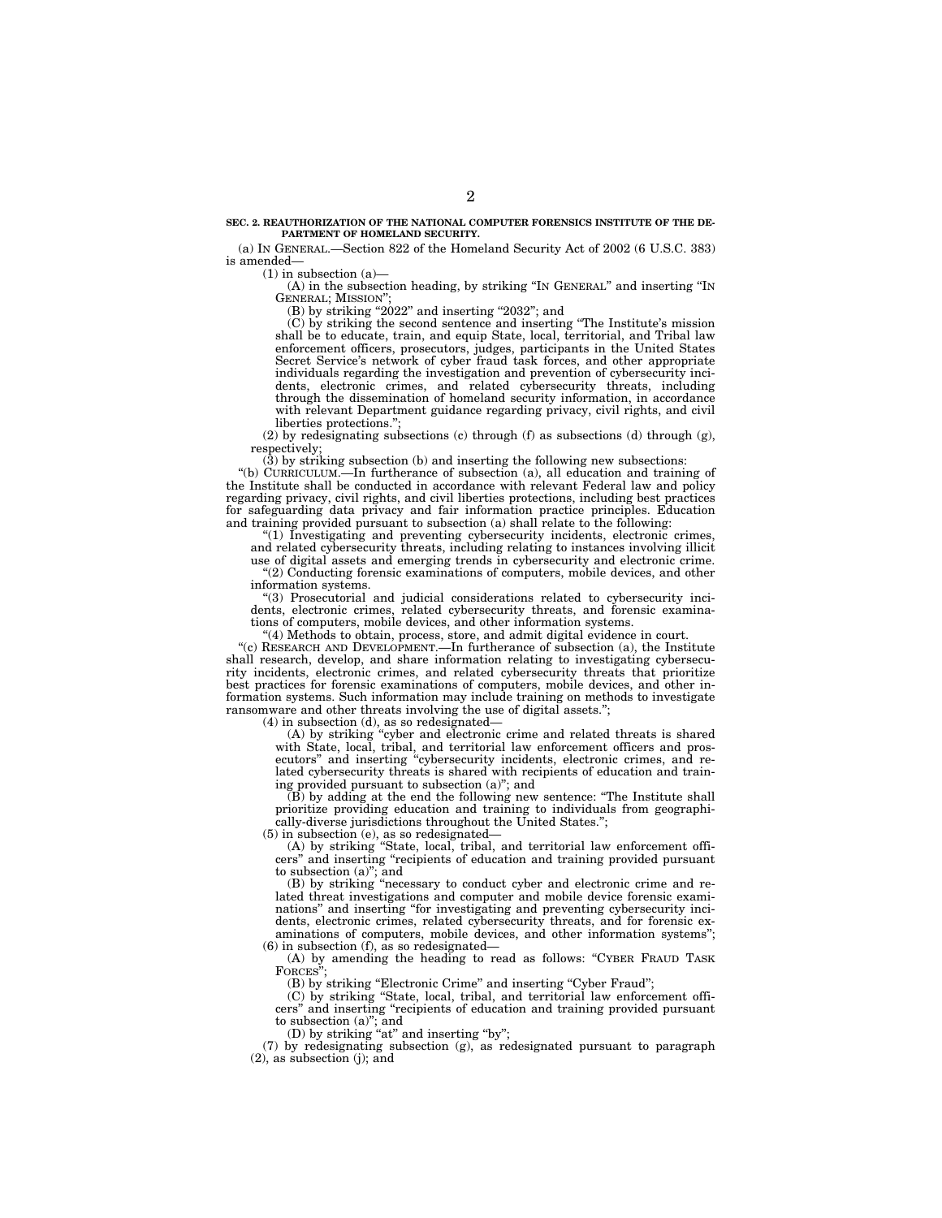**SEC. 2. REAUTHORIZATION OF THE NATIONAL COMPUTER FORENSICS INSTITUTE OF THE DEPARTMENT OF HOMELAND SECURITY.**

(a) IN GENERAL.—Section 822 of the Homeland Security Act of 2002 (6 U.S.C. 383) is amended—

(1) in subsection (a)—

(A) in the subsection heading, by striking "IN GENERAL" and inserting "IN GENERAL; MISSION";

(B) by striking "2022" and inserting "2032"; and

(C) by striking the second sentence and inserting "The Institute's mission shall be to educate, train, and equip State, local, territorial, and Tribal law enforcement officers, prosecutors, judges, participants in the United States Secret Service's network of cyber fraud task forces, and other appropriate individuals regarding the investigation and prevention of cybersecurity incidents, electronic crimes, and related cybersecurity threats, including through the dissemination of homeland security information, in accordance with relevant Department guidance regarding privacy, civil rights, and civil liberties protections.";

(2) by redesignating subsections (c) through (f) as subsections (d) through (g), respectively;

(3) by striking subsection (b) and inserting the following new subsections:

"(b) CURRICULUM.—In furtherance of subsection (a), all education and training of the Institute shall be conducted in accordance with relevant Federal law and policy regarding privacy, civil rights, and civil liberties protections, including best practices for safeguarding data privacy and fair information practice principles. Education and training provided pursuant to subsection (a) shall relate to the following:

"(1) Investigating and preventing cybersecurity incidents, electronic crimes, and related cybersecurity threats, including relating to instances involving illicit use of digital assets and emerging trends in cybersecurity and electronic crime.

"(2) Conducting forensic examinations of computers, mobile devices, and other information systems.

"(3) Prosecutorial and judicial considerations related to cybersecurity incidents, electronic crimes, related cybersecurity threats, and forensic examinations of computers, mobile devices, and other information systems.

"(4) Methods to obtain, process, store, and admit digital evidence in court.

"(c) RESEARCH AND DEVELOPMENT.—In furtherance of subsection (a), the Institute shall research, develop, and share information relating to investigating cybersecurity incidents, electronic crimes, and related cybersecurity threats that prioritize best practices for forensic examinations of computers, mobile devices, and other information systems. Such information may include training on methods to investigate ransomware and other threats involving the use of digital assets.";

(4) in subsection (d), as so redesignated—

(A) by striking "cyber and electronic crime and related threats is shared with State, local, tribal, and territorial law enforcement officers and prosecutors" and inserting "cybersecurity incidents, electronic crimes, and related cybersecurity threats is shared with recipients of education and training provided pursuant to subsection (a)"; and

(B) by adding at the end the following new sentence: "The Institute shall prioritize providing education and training to individuals from geographically-diverse jurisdictions throughout the United States.";

(5) in subsection (e), as so redesignated—

(A) by striking "State, local, tribal, and territorial law enforcement officers" and inserting "recipients of education and training provided pursuant to subsection (a)"; and

(B) by striking "necessary to conduct cyber and electronic crime and related threat investigations and computer and mobile device forensic examinations" and inserting "for investigating and preventing cybersecurity incidents, electronic crimes, related cybersecurity threats, and for forensic examinations of computers, mobile devices, and other information systems";

(6) in subsection (f), as so redesignated—

(A) by amending the heading to read as follows: "CYBER FRAUD TASK FORCES";

(B) by striking "Electronic Crime" and inserting "Cyber Fraud";

(C) by striking "State, local, tribal, and territorial law enforcement officers" and inserting "recipients of education and training provided pursuant to subsection (a)"; and

(D) by striking "at" and inserting "by";

(7) by redesignating subsection (g), as redesignated pursuant to paragraph (2), as subsection (j); and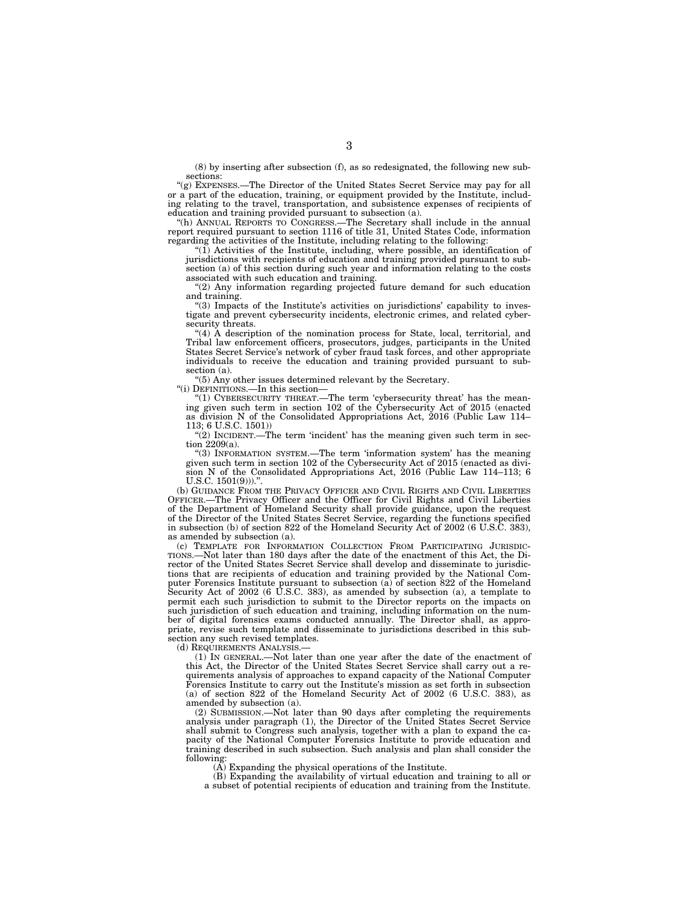(8) by inserting after subsection (f), as so redesignated, the following new subsections:

"(g) EXPENSES.—The Director of the United States Secret Service may pay for all or a part of the education, training, or equipment provided by the Institute, including relating to the travel, transportation, and subsistence expenses of recipients of education and training provided pursuant to subsection (a).

"(h) ANNUAL REPORTS TO CONGRESS.—The Secretary shall include in the annual report required pursuant to section 1116 of title 31, United States Code, information regarding the activities of the Institute, including relating to the following:

"(1) Activities of the Institute, including, where possible, an identification of jurisdictions with recipients of education and training provided pursuant to subsection (a) of this section during such year and information relating to the costs associated with such education and training.

"(2) Any information regarding projected future demand for such education and training.

"(3) Impacts of the Institute's activities on jurisdictions' capability to investigate and prevent cybersecurity incidents, electronic crimes, and related cybersecurity threats.

"(4) A description of the nomination process for State, local, territorial, and Tribal law enforcement officers, prosecutors, judges, participants in the United States Secret Service's network of cyber fraud task forces, and other appropriate individuals to receive the education and training provided pursuant to subsection (a).

"(5) Any other issues determined relevant by the Secretary.

"(i) DEFINITIONS.—In this section—

"(1) CYBERSECURITY THREAT.—The term 'cybersecurity threat' has the meaning given such term in section 102 of the Cybersecurity Act of 2015 (enacted as division N of the Consolidated Appropriations Act, 2016 (Public Law 114–113; 6 U.S.C. 1501))

"(2) INCIDENT.—The term 'incident' has the meaning given such term in section 2209(a).

"(3) INFORMATION SYSTEM.—The term 'information system' has the meaning given such term in section 102 of the Cybersecurity Act of 2015 (enacted as division N of the Consolidated Appropriations Act, 2016 (Public Law 114–113; 6 U.S.C. 1501(9)))."

(b) GUIDANCE FROM THE PRIVACY OFFICER AND CIVIL RIGHTS AND CIVIL LIBERTIES OFFICER.—The Privacy Officer and the Officer for Civil Rights and Civil Liberties of the Department of Homeland Security shall provide guidance, upon the request of the Director of the United States Secret Service, regarding the functions specified in subsection (b) of section 822 of the Homeland Security Act of 2002 (6 U.S.C. 383), as amended by subsection (a).

(c) TEMPLATE FOR INFORMATION COLLECTION FROM PARTICIPATING JURISDICTIONS.—Not later than 180 days after the date of the enactment of this Act, the Director of the United States Secret Service shall develop and disseminate to jurisdictions that are recipients of education and training provided by the National Computer Forensics Institute pursuant to subsection (a) of section 822 of the Homeland Security Act of 2002 (6 U.S.C. 383), as amended by subsection (a), a template to permit each such jurisdiction to submit to the Director reports on the impacts on such jurisdiction of such education and training, including information on the number of digital forensics exams conducted annually. The Director shall, as appropriate, revise such template and disseminate to jurisdictions described in this subsection any such revised templates.

(d) REQUIREMENTS ANALYSIS.—

(1) IN GENERAL.—Not later than one year after the date of the enactment of this Act, the Director of the United States Secret Service shall carry out a requirements analysis of approaches to expand capacity of the National Computer Forensics Institute to carry out the Institute's mission as set forth in subsection (a) of section 822 of the Homeland Security Act of 2002 (6 U.S.C. 383), as amended by subsection (a).

(2) SUBMISSION.—Not later than 90 days after completing the requirements analysis under paragraph (1), the Director of the United States Secret Service shall submit to Congress such analysis, together with a plan to expand the capacity of the National Computer Forensics Institute to provide education and training described in such subsection. Such analysis and plan shall consider the following:

(A) Expanding the physical operations of the Institute.

(B) Expanding the availability of virtual education and training to all or a subset of potential recipients of education and training from the Institute.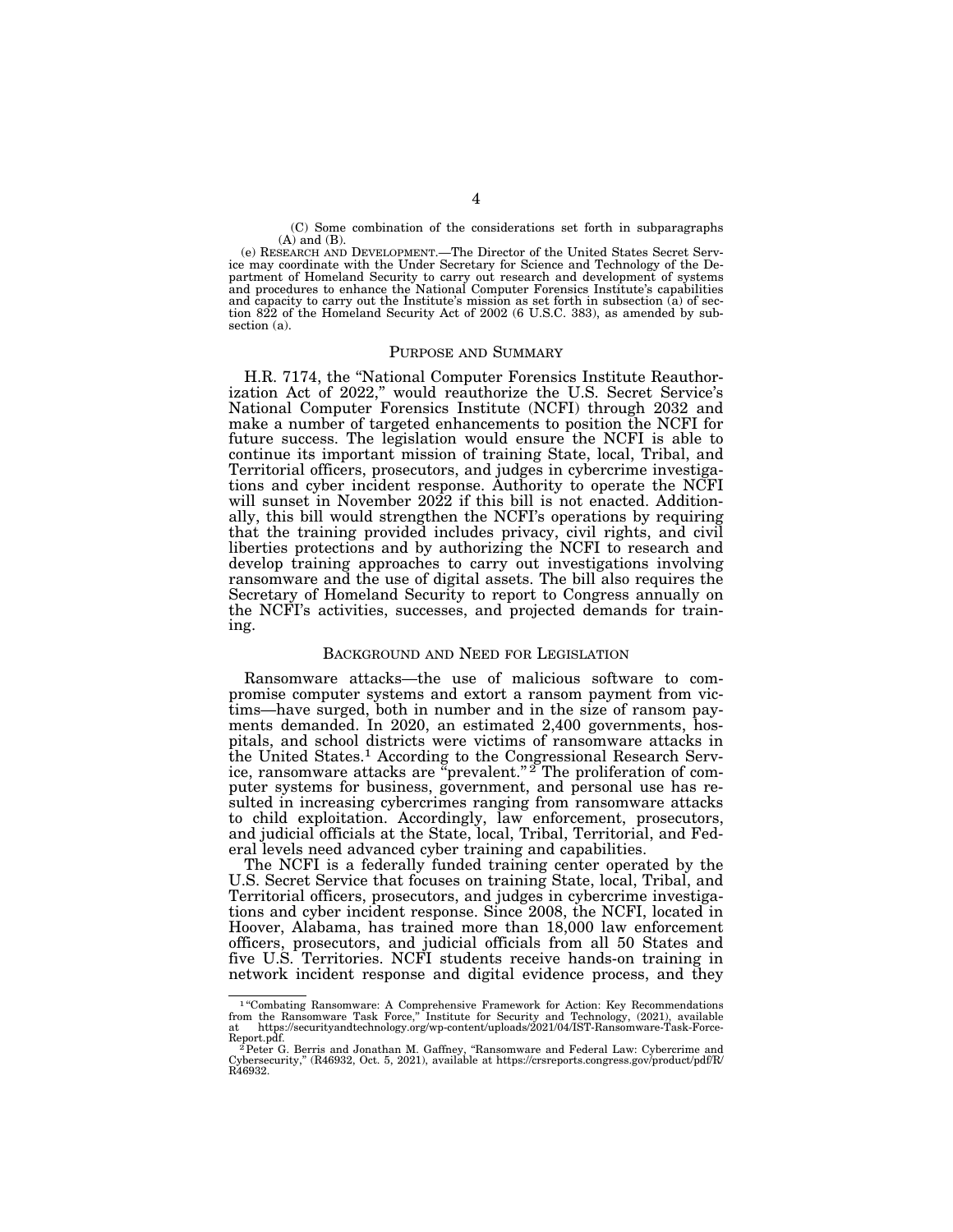(C) Some combination of the considerations set forth in subparagraphs (A) and (B).

(e) RESEARCH AND DEVELOPMENT.—The Director of the United States Secret Service may coordinate with the Under Secretary for Science and Technology of the Department of Homeland Security to carry out research and development of systems and procedures to enhance the National Computer Forensics Institute's capabilities and capacity to carry out the Institute's mission as set forth in subsection (a) of section 822 of the Homeland Security Act of 2002 (6 U.S.C. 383), as amended by subsection (a).

## PURPOSE AND SUMMARY

H.R. 7174, the "National Computer Forensics Institute Reauthorization Act of 2022," would reauthorize the U.S. Secret Service's National Computer Forensics Institute (NCFI) through 2032 and make a number of targeted enhancements to position the NCFI for future success. The legislation would ensure the NCFI is able to continue its important mission of training State, local, Tribal, and Territorial officers, prosecutors, and judges in cybercrime investigations and cyber incident response. Authority to operate the NCFI will sunset in November 2022 if this bill is not enacted. Additionally, this bill would strengthen the NCFI's operations by requiring that the training provided includes privacy, civil rights, and civil liberties protections and by authorizing the NCFI to research and develop training approaches to carry out investigations involving ransomware and the use of digital assets. The bill also requires the Secretary of Homeland Security to report to Congress annually on the NCFI's activities, successes, and projected demands for training.

## BACKGROUND AND NEED FOR LEGISLATION

Ransomware attacks—the use of malicious software to compromise computer systems and extort a ransom payment from victims—have surged, both in number and in the size of ransom payments demanded. In 2020, an estimated 2,400 governments, hospitals, and school districts were victims of ransomware attacks in the United States.[1] According to the Congressional Research Service, ransomware attacks are "prevalent."[2] The proliferation of computer systems for business, government, and personal use has resulted in increasing cybercrimes ranging from ransomware attacks to child exploitation. Accordingly, law enforcement, prosecutors, and judicial officials at the State, local, Tribal, Territorial, and Federal levels need advanced cyber training and capabilities.

The NCFI is a federally funded training center operated by the U.S. Secret Service that focuses on training State, local, Tribal, and Territorial officers, prosecutors, and judges in cybercrime investigations and cyber incident response. Since 2008, the NCFI, located in Hoover, Alabama, has trained more than 18,000 law enforcement officers, prosecutors, and judicial officials from all 50 States and five U.S. Territories. NCFI students receive hands-on training in network incident response and digital evidence process, and they

---

[1] "Combating Ransomware: A Comprehensive Framework for Action: Key Recommendations from the Ransomware Task Force," Institute for Security and Technology, (2021), available at https://securityandtechnology.org/wp-content/uploads/2021/04/IST-Ransomware-Task-Force-Report.pdf.

[2] Peter G. Berris and Jonathan M. Gaffney, "Ransomware and Federal Law: Cybercrime and Cybersecurity," (R46932, Oct. 5, 2021), available at https://crsreports.congress.gov/product/pdf/R/R46932.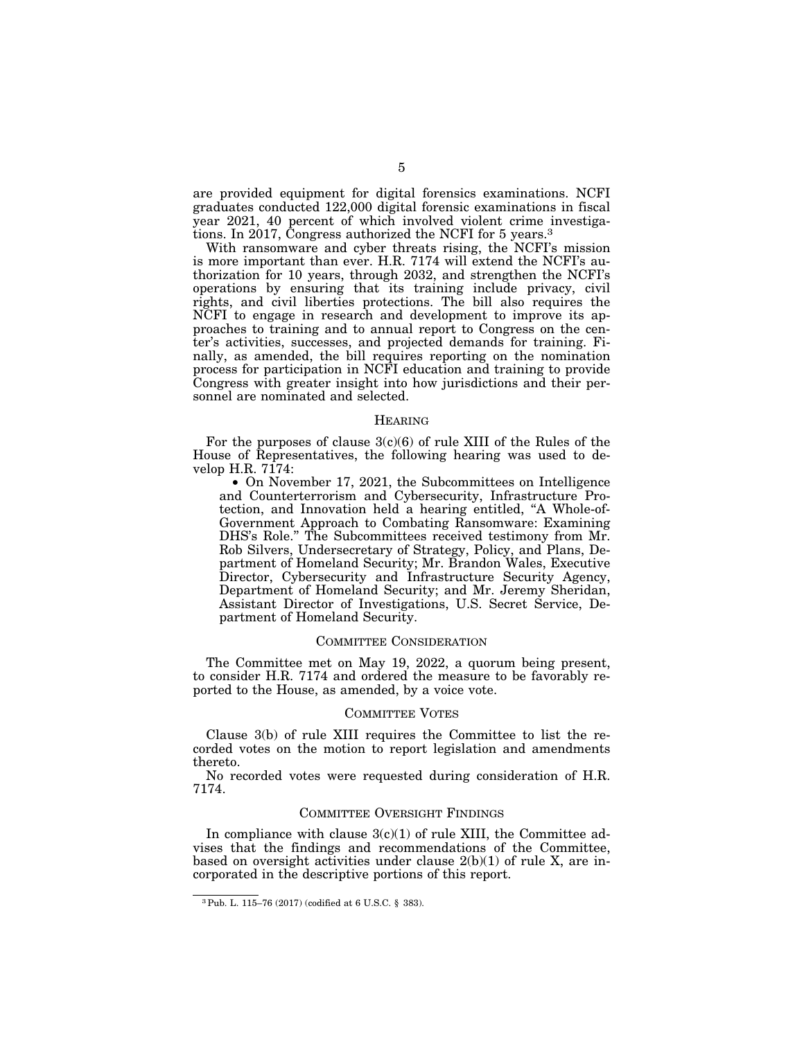are provided equipment for digital forensics examinations. NCFI graduates conducted 122,000 digital forensic examinations in fiscal year 2021, 40 percent of which involved violent crime investigations. In 2017, Congress authorized the NCFI for 5 years.[3]

With ransomware and cyber threats rising, the NCFI's mission is more important than ever. H.R. 7174 will extend the NCFI's authorization for 10 years, through 2032, and strengthen the NCFI's operations by ensuring that its training include privacy, civil rights, and civil liberties protections. The bill also requires the NCFI to engage in research and development to improve its approaches to training and to annual report to Congress on the center's activities, successes, and projected demands for training. Finally, as amended, the bill requires reporting on the nomination process for participation in NCFI education and training to provide Congress with greater insight into how jurisdictions and their personnel are nominated and selected.

## HEARING

For the purposes of clause 3(c)(6) of rule XIII of the Rules of the House of Representatives, the following hearing was used to develop H.R. 7174:

- On November 17, 2021, the Subcommittees on Intelligence and Counterterrorism and Cybersecurity, Infrastructure Protection, and Innovation held a hearing entitled, "A Whole-of-Government Approach to Combating Ransomware: Examining DHS's Role." The Subcommittees received testimony from Mr. Rob Silvers, Undersecretary of Strategy, Policy, and Plans, Department of Homeland Security; Mr. Brandon Wales, Executive Director, Cybersecurity and Infrastructure Security Agency, Department of Homeland Security; and Mr. Jeremy Sheridan, Assistant Director of Investigations, U.S. Secret Service, Department of Homeland Security.

## COMMITTEE CONSIDERATION

The Committee met on May 19, 2022, a quorum being present, to consider H.R. 7174 and ordered the measure to be favorably reported to the House, as amended, by a voice vote.

## COMMITTEE VOTES

Clause 3(b) of rule XIII requires the Committee to list the recorded votes on the motion to report legislation and amendments thereto.

No recorded votes were requested during consideration of H.R. 7174.

## COMMITTEE OVERSIGHT FINDINGS

In compliance with clause 3(c)(1) of rule XIII, the Committee advises that the findings and recommendations of the Committee, based on oversight activities under clause 2(b)(1) of rule X, are incorporated in the descriptive portions of this report.

---

[3] Pub. L. 115–76 (2017) (codified at 6 U.S.C. § 383).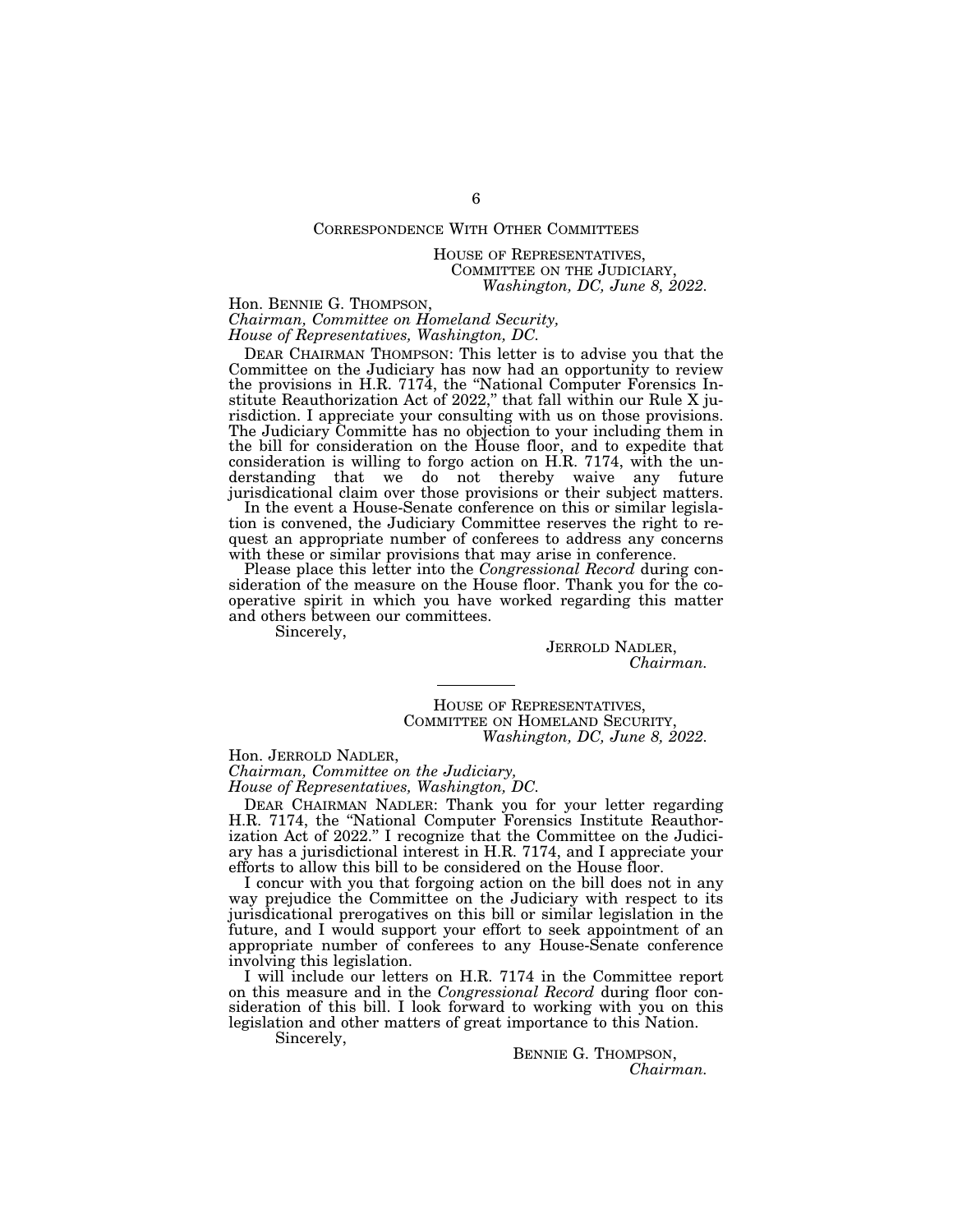## CORRESPONDENCE WITH OTHER COMMITTEES

HOUSE OF REPRESENTATIVES,
COMMITTEE ON THE JUDICIARY,
*Washington, DC, June 8, 2022.*

Hon. BENNIE G. THOMPSON,
*Chairman, Committee on Homeland Security,*
*House of Representatives, Washington, DC.*

DEAR CHAIRMAN THOMPSON: This letter is to advise you that the Committee on the Judiciary has now had an opportunity to review the provisions in H.R. 7174, the "National Computer Forensics Institute Reauthorization Act of 2022," that fall within our Rule X jurisdiction. I appreciate your consulting with us on those provisions. The Judiciary Committe has no objection to your including them in the bill for consideration on the House floor, and to expedite that consideration is willing to forgo action on H.R. 7174, with the understanding that we do not thereby waive any future jurisdicational claim over those provisions or their subject matters.

In the event a House-Senate conference on this or similar legislation is convened, the Judiciary Committee reserves the right to request an appropriate number of conferees to address any concerns with these or similar provisions that may arise in conference.

Please place this letter into the *Congressional Record* during consideration of the measure on the House floor. Thank you for the cooperative spirit in which you have worked regarding this matter and others between our committees.

Sincerely,

JERROLD NADLER,
*Chairman.*

---

HOUSE OF REPRESENTATIVES,
COMMITTEE ON HOMELAND SECURITY,
*Washington, DC, June 8, 2022.*

Hon. JERROLD NADLER,
*Chairman, Committee on the Judiciary,*
*House of Representatives, Washington, DC.*

DEAR CHAIRMAN NADLER: Thank you for your letter regarding H.R. 7174, the "National Computer Forensics Institute Reauthorization Act of 2022." I recognize that the Committee on the Judiciary has a jurisdictional interest in H.R. 7174, and I appreciate your efforts to allow this bill to be considered on the House floor.

I concur with you that forgoing action on the bill does not in any way prejudice the Committee on the Judiciary with respect to its jurisdicational prerogatives on this bill or similar legislation in the future, and I would support your effort to seek appointment of an appropriate number of conferees to any House-Senate conference involving this legislation.

I will include our letters on H.R. 7174 in the Committee report on this measure and in the *Congressional Record* during floor consideration of this bill. I look forward to working with you on this legislation and other matters of great importance to this Nation.

Sincerely,

BENNIE G. THOMPSON,
*Chairman.*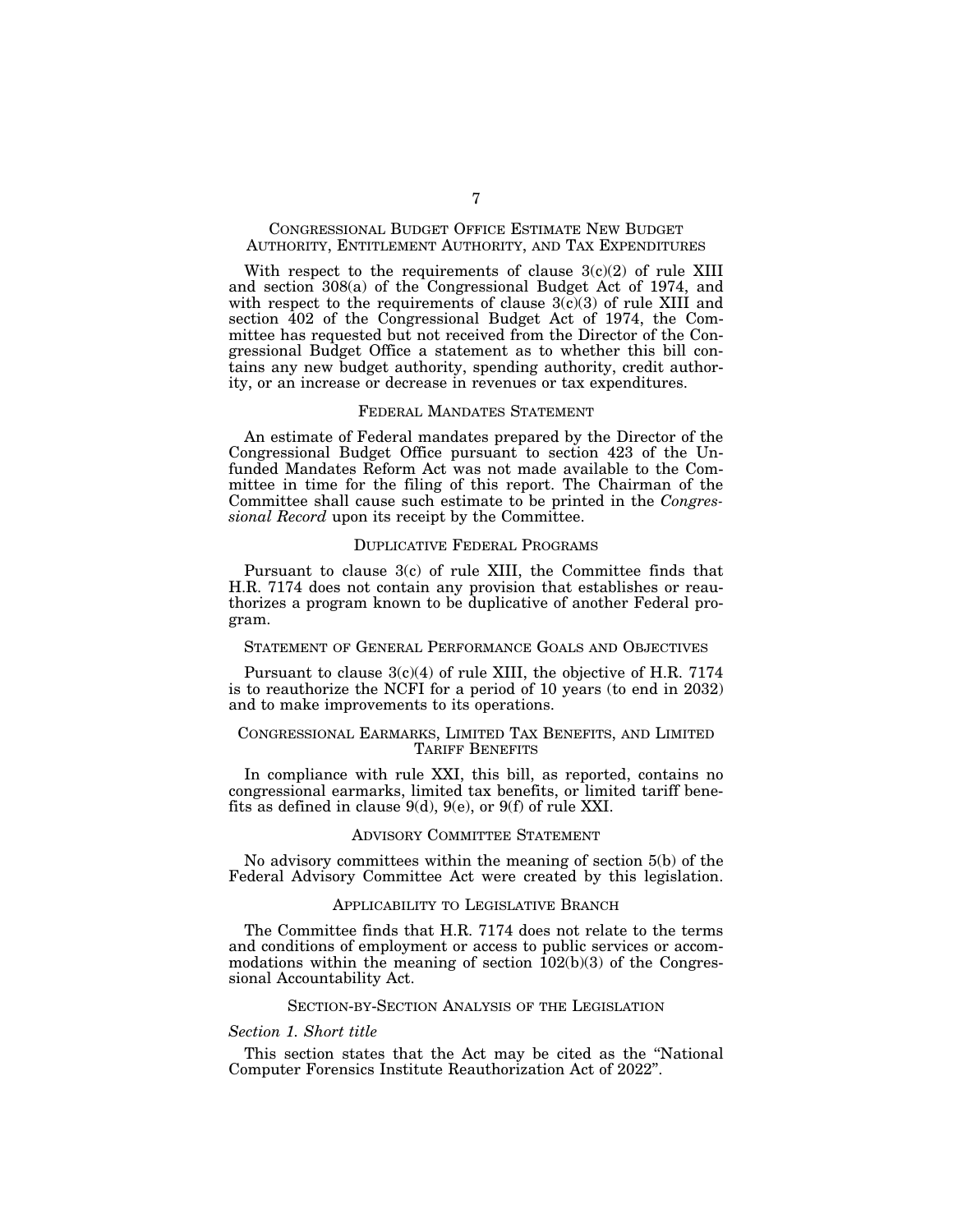## CONGRESSIONAL BUDGET OFFICE ESTIMATE NEW BUDGET AUTHORITY, ENTITLEMENT AUTHORITY, AND TAX EXPENDITURES

With respect to the requirements of clause 3(c)(2) of rule XIII and section 308(a) of the Congressional Budget Act of 1974, and with respect to the requirements of clause 3(c)(3) of rule XIII and section 402 of the Congressional Budget Act of 1974, the Committee has requested but not received from the Director of the Congressional Budget Office a statement as to whether this bill contains any new budget authority, spending authority, credit authority, or an increase or decrease in revenues or tax expenditures.

## FEDERAL MANDATES STATEMENT

An estimate of Federal mandates prepared by the Director of the Congressional Budget Office pursuant to section 423 of the Unfunded Mandates Reform Act was not made available to the Committee in time for the filing of this report. The Chairman of the Committee shall cause such estimate to be printed in the *Congressional Record* upon its receipt by the Committee.

## DUPLICATIVE FEDERAL PROGRAMS

Pursuant to clause 3(c) of rule XIII, the Committee finds that H.R. 7174 does not contain any provision that establishes or reauthorizes a program known to be duplicative of another Federal program.

## STATEMENT OF GENERAL PERFORMANCE GOALS AND OBJECTIVES

Pursuant to clause 3(c)(4) of rule XIII, the objective of H.R. 7174 is to reauthorize the NCFI for a period of 10 years (to end in 2032) and to make improvements to its operations.

## CONGRESSIONAL EARMARKS, LIMITED TAX BENEFITS, AND LIMITED TARIFF BENEFITS

In compliance with rule XXI, this bill, as reported, contains no congressional earmarks, limited tax benefits, or limited tariff benefits as defined in clause 9(d), 9(e), or 9(f) of rule XXI.

## ADVISORY COMMITTEE STATEMENT

No advisory committees within the meaning of section 5(b) of the Federal Advisory Committee Act were created by this legislation.

## APPLICABILITY TO LEGISLATIVE BRANCH

The Committee finds that H.R. 7174 does not relate to the terms and conditions of employment or access to public services or accommodations within the meaning of section 102(b)(3) of the Congressional Accountability Act.

## SECTION-BY-SECTION ANALYSIS OF THE LEGISLATION

*Section 1. Short title*

This section states that the Act may be cited as the "National Computer Forensics Institute Reauthorization Act of 2022".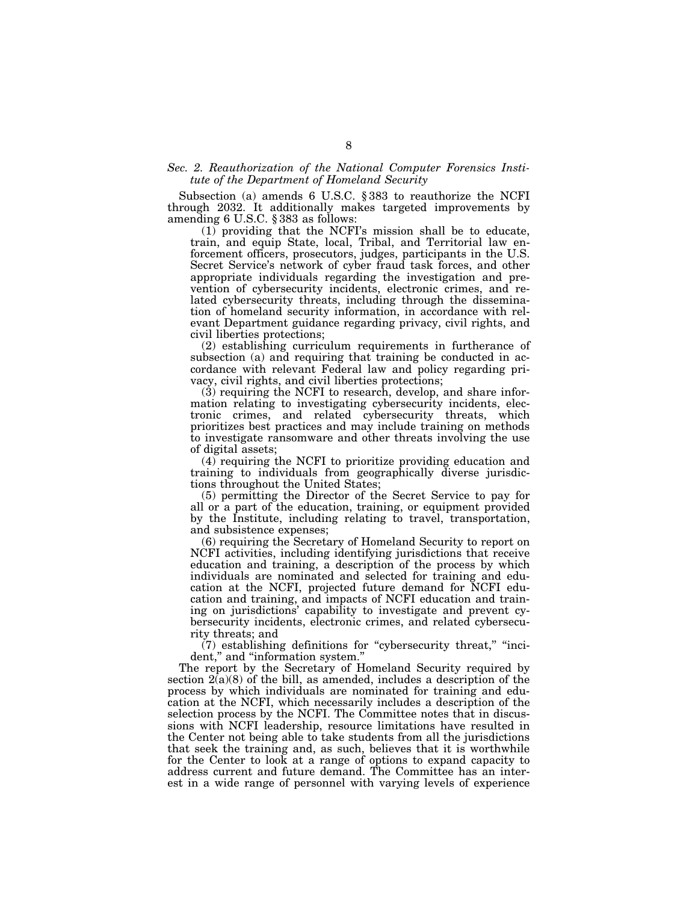### *Sec. 2. Reauthorization of the National Computer Forensics Institute of the Department of Homeland Security*

Subsection (a) amends 6 U.S.C. § 383 to reauthorize the NCFI through 2032. It additionally makes targeted improvements by amending 6 U.S.C. § 383 as follows:

(1) providing that the NCFI's mission shall be to educate, train, and equip State, local, Tribal, and Territorial law enforcement officers, prosecutors, judges, participants in the U.S. Secret Service's network of cyber fraud task forces, and other appropriate individuals regarding the investigation and prevention of cybersecurity incidents, electronic crimes, and related cybersecurity threats, including through the dissemination of homeland security information, in accordance with relevant Department guidance regarding privacy, civil rights, and civil liberties protections;

(2) establishing curriculum requirements in furtherance of subsection (a) and requiring that training be conducted in accordance with relevant Federal law and policy regarding privacy, civil rights, and civil liberties protections;

(3) requiring the NCFI to research, develop, and share information relating to investigating cybersecurity incidents, electronic crimes, and related cybersecurity threats, which prioritizes best practices and may include training on methods to investigate ransomware and other threats involving the use of digital assets;

(4) requiring the NCFI to prioritize providing education and training to individuals from geographically diverse jurisdictions throughout the United States;

(5) permitting the Director of the Secret Service to pay for all or a part of the education, training, or equipment provided by the Institute, including relating to travel, transportation, and subsistence expenses;

(6) requiring the Secretary of Homeland Security to report on NCFI activities, including identifying jurisdictions that receive education and training, a description of the process by which individuals are nominated and selected for training and education at the NCFI, projected future demand for NCFI education and training, and impacts of NCFI education and training on jurisdictions' capability to investigate and prevent cybersecurity incidents, electronic crimes, and related cybersecurity threats; and

(7) establishing definitions for "cybersecurity threat," "incident," and "information system."

The report by the Secretary of Homeland Security required by section 2(a)(8) of the bill, as amended, includes a description of the process by which individuals are nominated for training and education at the NCFI, which necessarily includes a description of the selection process by the NCFI. The Committee notes that in discussions with NCFI leadership, resource limitations have resulted in the Center not being able to take students from all the jurisdictions that seek the training and, as such, believes that it is worthwhile for the Center to look at a range of options to expand capacity to address current and future demand. The Committee has an interest in a wide range of personnel with varying levels of experience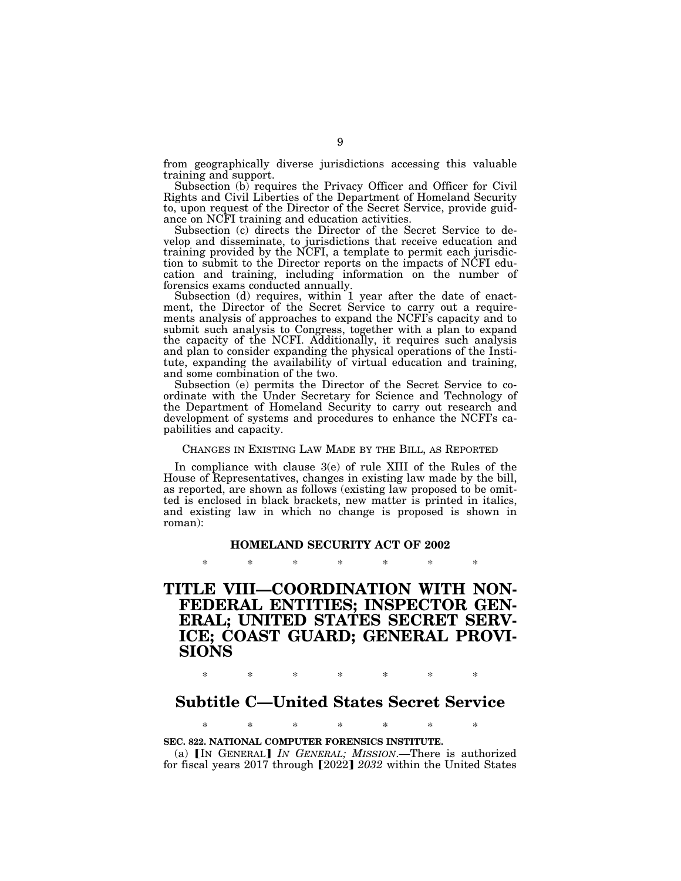from geographically diverse jurisdictions accessing this valuable training and support.

Subsection (b) requires the Privacy Officer and Officer for Civil Rights and Civil Liberties of the Department of Homeland Security to, upon request of the Director of the Secret Service, provide guidance on NCFI training and education activities.

Subsection (c) directs the Director of the Secret Service to develop and disseminate, to jurisdictions that receive education and training provided by the NCFI, a template to permit each jurisdiction to submit to the Director reports on the impacts of NCFI education and training, including information on the number of forensics exams conducted annually.

Subsection (d) requires, within 1 year after the date of enactment, the Director of the Secret Service to carry out a requirements analysis of approaches to expand the NCFI's capacity and to submit such analysis to Congress, together with a plan to expand the capacity of the NCFI. Additionally, it requires such analysis and plan to consider expanding the physical operations of the Institute, expanding the availability of virtual education and training, and some combination of the two.

Subsection (e) permits the Director of the Secret Service to coordinate with the Under Secretary for Science and Technology of the Department of Homeland Security to carry out research and development of systems and procedures to enhance the NCFI's capabilities and capacity.

CHANGES IN EXISTING LAW MADE BY THE BILL, AS REPORTED

In compliance with clause 3(e) of rule XIII of the Rules of the House of Representatives, changes in existing law made by the bill, as reported, are shown as follows (existing law proposed to be omitted is enclosed in black brackets, new matter is printed in italics, and existing law in which no change is proposed is shown in roman):

**HOMELAND SECURITY ACT OF 2002**

\* \* \* \* \* \* \*

# TITLE VIII—COORDINATION WITH NON-FEDERAL ENTITIES; INSPECTOR GENERAL; UNITED STATES SECRET SERVICE; COAST GUARD; GENERAL PROVISIONS

\* \* \* \* \* \* \*

## Subtitle C—United States Secret Service

\* \* \* \* \* \* \*

**SEC. 822. NATIONAL COMPUTER FORENSICS INSTITUTE.**

(a) [IN GENERAL] *IN GENERAL; MISSION*.—There is authorized for fiscal years 2017 through [2022] *2032* within the United States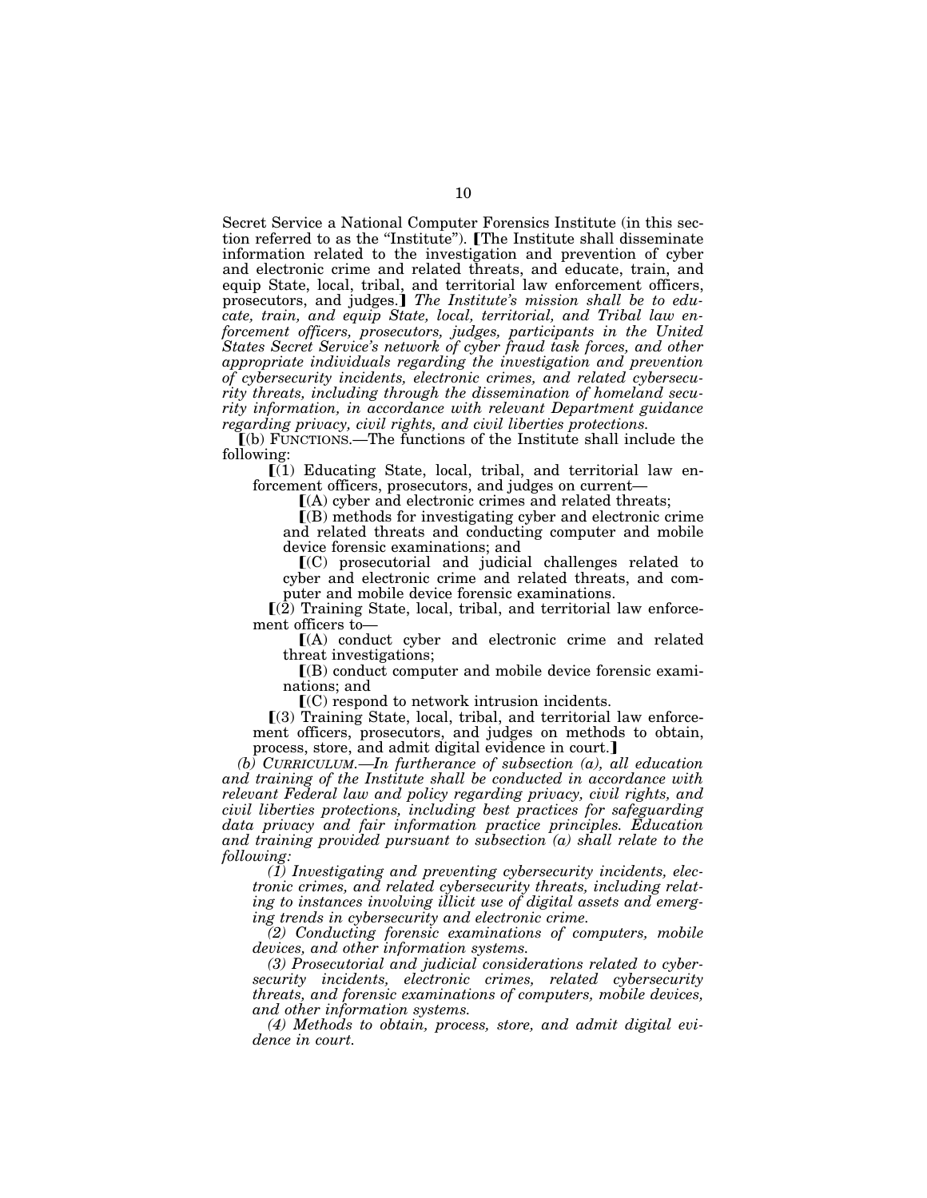Secret Service a National Computer Forensics Institute (in this section referred to as the "Institute"). ⟦The Institute shall disseminate information related to the investigation and prevention of cyber and electronic crime and related threats, and educate, train, and equip State, local, tribal, and territorial law enforcement officers, prosecutors, and judges.⟧ *The Institute's mission shall be to educate, train, and equip State, local, territorial, and Tribal law enforcement officers, prosecutors, judges, participants in the United States Secret Service's network of cyber fraud task forces, and other appropriate individuals regarding the investigation and prevention of cybersecurity incidents, electronic crimes, and related cybersecurity threats, including through the dissemination of homeland security information, in accordance with relevant Department guidance regarding privacy, civil rights, and civil liberties protections.*

⟦(b) FUNCTIONS.—The functions of the Institute shall include the following:

⟦(1) Educating State, local, tribal, and territorial law enforcement officers, prosecutors, and judges on current—

⟦(A) cyber and electronic crimes and related threats;

⟦(B) methods for investigating cyber and electronic crime and related threats and conducting computer and mobile device forensic examinations; and

⟦(C) prosecutorial and judicial challenges related to cyber and electronic crime and related threats, and computer and mobile device forensic examinations.

⟦(2) Training State, local, tribal, and territorial law enforcement officers to—

⟦(A) conduct cyber and electronic crime and related threat investigations;

⟦(B) conduct computer and mobile device forensic examinations; and

⟦(C) respond to network intrusion incidents.

⟦(3) Training State, local, tribal, and territorial law enforcement officers, prosecutors, and judges on methods to obtain, process, store, and admit digital evidence in court.⟧

*(b) CURRICULUM.—In furtherance of subsection (a), all education and training of the Institute shall be conducted in accordance with relevant Federal law and policy regarding privacy, civil rights, and civil liberties protections, including best practices for safeguarding data privacy and fair information practice principles. Education and training provided pursuant to subsection (a) shall relate to the following:*

*(1) Investigating and preventing cybersecurity incidents, electronic crimes, and related cybersecurity threats, including relating to instances involving illicit use of digital assets and emerging trends in cybersecurity and electronic crime.*

*(2) Conducting forensic examinations of computers, mobile devices, and other information systems.*

*(3) Prosecutorial and judicial considerations related to cybersecurity incidents, electronic crimes, related cybersecurity threats, and forensic examinations of computers, mobile devices, and other information systems.*

*(4) Methods to obtain, process, store, and admit digital evidence in court.*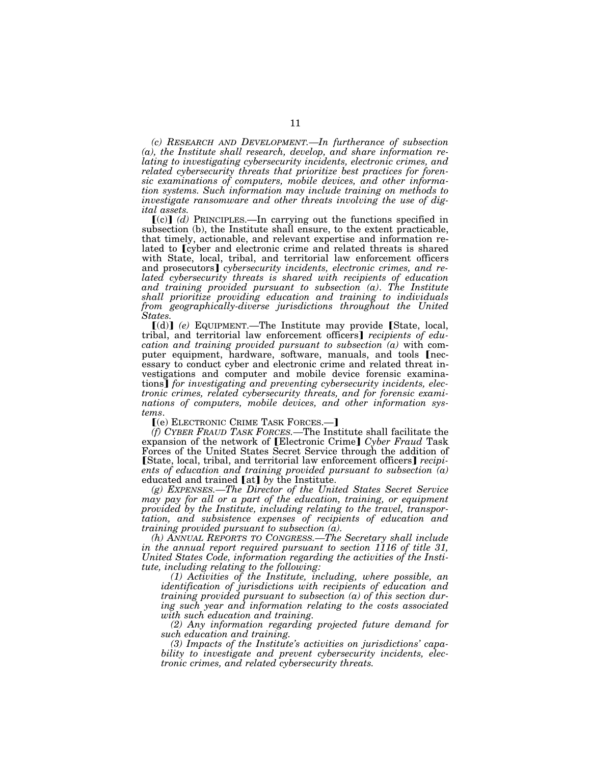*(c) RESEARCH AND DEVELOPMENT.—In furtherance of subsection (a), the Institute shall research, develop, and share information relating to investigating cybersecurity incidents, electronic crimes, and related cybersecurity threats that prioritize best practices for forensic examinations of computers, mobile devices, and other information systems. Such information may include training on methods to investigate ransomware and other threats involving the use of digital assets.*

【(c)】 *(d)* PRINCIPLES.—In carrying out the functions specified in subsection (b), the Institute shall ensure, to the extent practicable, that timely, actionable, and relevant expertise and information related to 【cyber and electronic crime and related threats is shared with State, local, tribal, and territorial law enforcement officers and prosecutors】 *cybersecurity incidents, electronic crimes, and related cybersecurity threats is shared with recipients of education and training provided pursuant to subsection (a). The Institute shall prioritize providing education and training to individuals from geographically-diverse jurisdictions throughout the United States.*

【(d)】 *(e)* EQUIPMENT.—The Institute may provide 【State, local, tribal, and territorial law enforcement officers】 *recipients of education and training provided pursuant to subsection (a)* with computer equipment, hardware, software, manuals, and tools 【necessary to conduct cyber and electronic crime and related threat investigations and computer and mobile device forensic examinations】 *for investigating and preventing cybersecurity incidents, electronic crimes, related cybersecurity threats, and for forensic examinations of computers, mobile devices, and other information systems*.

【(e) ELECTRONIC CRIME TASK FORCES.—】

*(f) CYBER FRAUD TASK FORCES.*—The Institute shall facilitate the expansion of the network of 【Electronic Crime】 *Cyber Fraud* Task Forces of the United States Secret Service through the addition of 【State, local, tribal, and territorial law enforcement officers】 *recipients of education and training provided pursuant to subsection (a)* educated and trained 【at】 *by* the Institute.

*(g) EXPENSES.—The Director of the United States Secret Service may pay for all or a part of the education, training, or equipment provided by the Institute, including relating to the travel, transportation, and subsistence expenses of recipients of education and training provided pursuant to subsection (a).*

*(h) ANNUAL REPORTS TO CONGRESS.—The Secretary shall include in the annual report required pursuant to section 1116 of title 31, United States Code, information regarding the activities of the Institute, including relating to the following:*

*(1) Activities of the Institute, including, where possible, an identification of jurisdictions with recipients of education and training provided pursuant to subsection (a) of this section during such year and information relating to the costs associated with such education and training.*

*(2) Any information regarding projected future demand for such education and training.*

*(3) Impacts of the Institute's activities on jurisdictions' capability to investigate and prevent cybersecurity incidents, electronic crimes, and related cybersecurity threats.*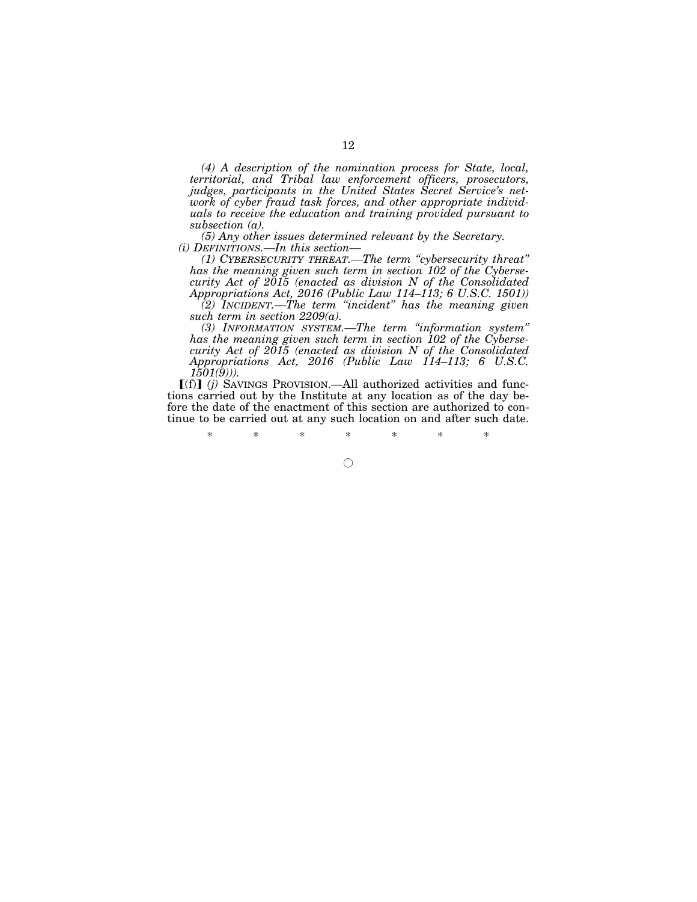*(4) A description of the nomination process for State, local, territorial, and Tribal law enforcement officers, prosecutors, judges, participants in the United States Secret Service's network of cyber fraud task forces, and other appropriate individuals to receive the education and training provided pursuant to subsection (a).*

*(5) Any other issues determined relevant by the Secretary.*

*(i) DEFINITIONS.—In this section—*

*(1) CYBERSECURITY THREAT.—The term "cybersecurity threat" has the meaning given such term in section 102 of the Cybersecurity Act of 2015 (enacted as division N of the Consolidated Appropriations Act, 2016 (Public Law 114–113; 6 U.S.C. 1501))*

*(2) INCIDENT.—The term "incident" has the meaning given such term in section 2209(a).*

*(3) INFORMATION SYSTEM.—The term "information system" has the meaning given such term in section 102 of the Cybersecurity Act of 2015 (enacted as division N of the Consolidated Appropriations Act, 2016 (Public Law 114–113; 6 U.S.C. 1501(9))).*

[(f)] *(j)* SAVINGS PROVISION.—All authorized activities and functions carried out by the Institute at any location as of the day before the date of the enactment of this section are authorized to continue to be carried out at any such location on and after such date.

\* \* \* \* \* \* \*